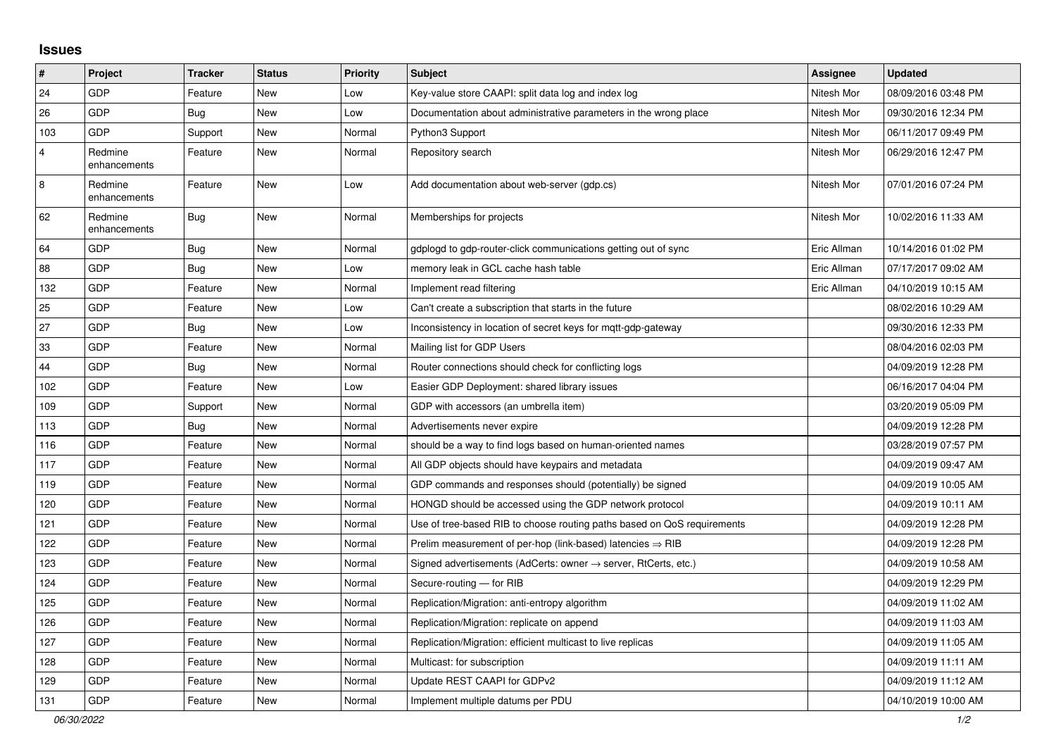## Issues

| # | Project | Tracker | Status | Priority | Subject | Assignee | Updated |
|---|---|---|---|---|---|---|---|
| 24 | GDP | Feature | New | Low | Key-value store CAAPI: split data log and index log | Nitesh Mor | 08/09/2016 03:48 PM |
| 26 | GDP | Bug | New | Low | Documentation about administrative parameters in the wrong place | Nitesh Mor | 09/30/2016 12:34 PM |
| 103 | GDP | Support | New | Normal | Python3 Support | Nitesh Mor | 06/11/2017 09:49 PM |
| 4 | Redmine enhancements | Feature | New | Normal | Repository search | Nitesh Mor | 06/29/2016 12:47 PM |
| 8 | Redmine enhancements | Feature | New | Low | Add documentation about web-server (gdp.cs) | Nitesh Mor | 07/01/2016 07:24 PM |
| 62 | Redmine enhancements | Bug | New | Normal | Memberships for projects | Nitesh Mor | 10/02/2016 11:33 AM |
| 64 | GDP | Bug | New | Normal | gdplogd to gdp-router-click communications getting out of sync | Eric Allman | 10/14/2016 01:02 PM |
| 88 | GDP | Bug | New | Low | memory leak in GCL cache hash table | Eric Allman | 07/17/2017 09:02 AM |
| 132 | GDP | Feature | New | Normal | Implement read filtering | Eric Allman | 04/10/2019 10:15 AM |
| 25 | GDP | Feature | New | Low | Can't create a subscription that starts in the future | | 08/02/2016 10:29 AM |
| 27 | GDP | Bug | New | Low | Inconsistency in location of secret keys for mqtt-gdp-gateway | | 09/30/2016 12:33 PM |
| 33 | GDP | Feature | New | Normal | Mailing list for GDP Users | | 08/04/2016 02:03 PM |
| 44 | GDP | Bug | New | Normal | Router connections should check for conflicting logs | | 04/09/2019 12:28 PM |
| 102 | GDP | Feature | New | Low | Easier GDP Deployment: shared library issues | | 06/16/2017 04:04 PM |
| 109 | GDP | Support | New | Normal | GDP with accessors (an umbrella item) | | 03/20/2019 05:09 PM |
| 113 | GDP | Bug | New | Normal | Advertisements never expire | | 04/09/2019 12:28 PM |
| 116 | GDP | Feature | New | Normal | should be a way to find logs based on human-oriented names | | 03/28/2019 07:57 PM |
| 117 | GDP | Feature | New | Normal | All GDP objects should have keypairs and metadata | | 04/09/2019 09:47 AM |
| 119 | GDP | Feature | New | Normal | GDP commands and responses should (potentially) be signed | | 04/09/2019 10:05 AM |
| 120 | GDP | Feature | New | Normal | HONGD should be accessed using the GDP network protocol | | 04/09/2019 10:11 AM |
| 121 | GDP | Feature | New | Normal | Use of tree-based RIB to choose routing paths based on QoS requirements | | 04/09/2019 12:28 PM |
| 122 | GDP | Feature | New | Normal | Prelim measurement of per-hop (link-based) latencies ⇒ RIB | | 04/09/2019 12:28 PM |
| 123 | GDP | Feature | New | Normal | Signed advertisements (AdCerts: owner → server, RtCerts, etc.) | | 04/09/2019 10:58 AM |
| 124 | GDP | Feature | New | Normal | Secure-routing — for RIB | | 04/09/2019 12:29 PM |
| 125 | GDP | Feature | New | Normal | Replication/Migration: anti-entropy algorithm | | 04/09/2019 11:02 AM |
| 126 | GDP | Feature | New | Normal | Replication/Migration: replicate on append | | 04/09/2019 11:03 AM |
| 127 | GDP | Feature | New | Normal | Replication/Migration: efficient multicast to live replicas | | 04/09/2019 11:05 AM |
| 128 | GDP | Feature | New | Normal | Multicast: for subscription | | 04/09/2019 11:11 AM |
| 129 | GDP | Feature | New | Normal | Update REST CAAPI for GDPv2 | | 04/09/2019 11:12 AM |
| 131 | GDP | Feature | New | Normal | Implement multiple datums per PDU | | 04/10/2019 10:00 AM |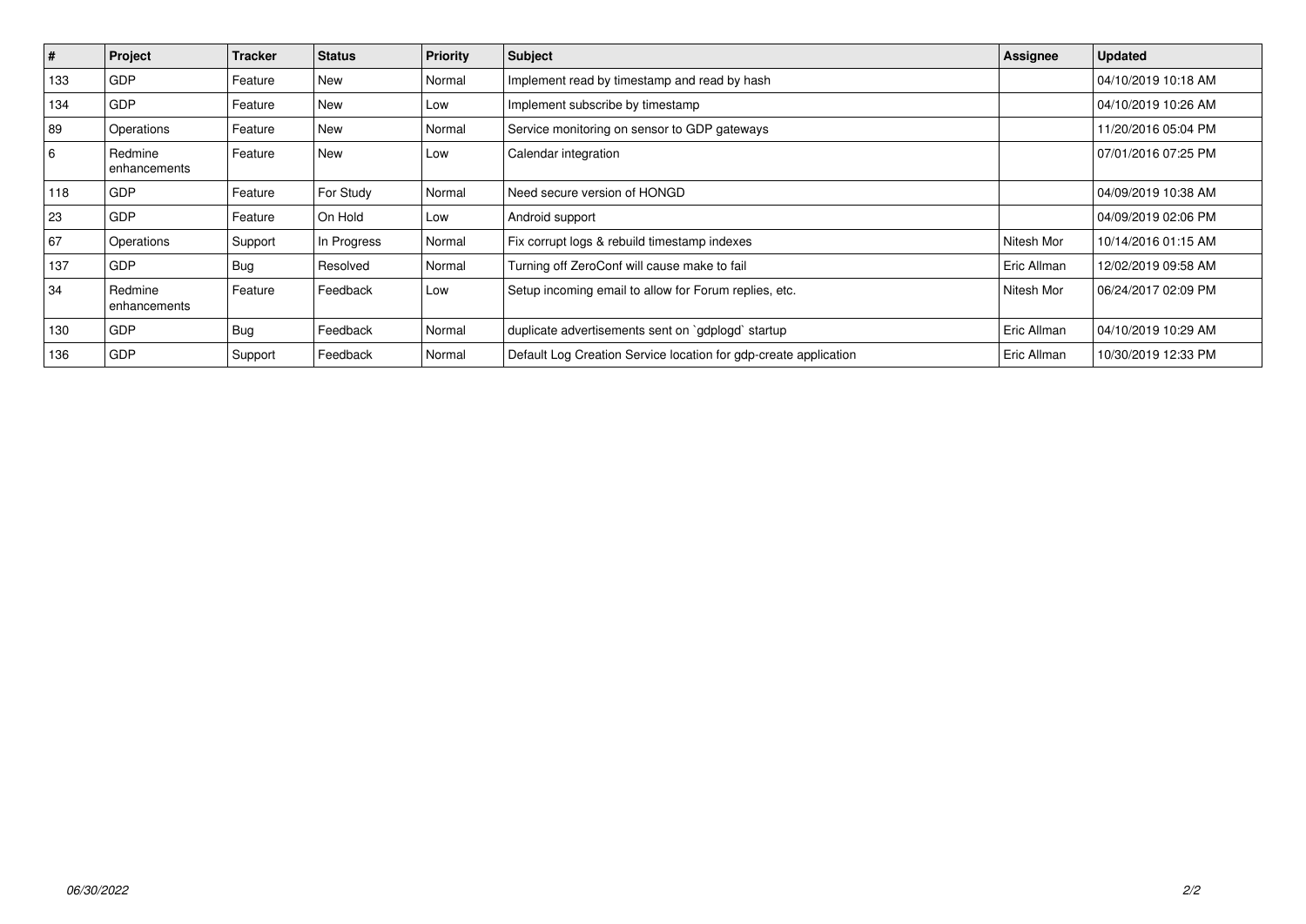| # | Project | Tracker | Status | Priority | Subject | Assignee | Updated |
|---|---|---|---|---|---|---|---|
| 133 | GDP | Feature | New | Normal | Implement read by timestamp and read by hash | | 04/10/2019 10:18 AM |
| 134 | GDP | Feature | New | Low | Implement subscribe by timestamp | | 04/10/2019 10:26 AM |
| 89 | Operations | Feature | New | Normal | Service monitoring on sensor to GDP gateways | | 11/20/2016 05:04 PM |
| 6 | Redmine enhancements | Feature | New | Low | Calendar integration | | 07/01/2016 07:25 PM |
| 118 | GDP | Feature | For Study | Normal | Need secure version of HONGD | | 04/09/2019 10:38 AM |
| 23 | GDP | Feature | On Hold | Low | Android support | | 04/09/2019 02:06 PM |
| 67 | Operations | Support | In Progress | Normal | Fix corrupt logs & rebuild timestamp indexes | Nitesh Mor | 10/14/2016 01:15 AM |
| 137 | GDP | Bug | Resolved | Normal | Turning off ZeroConf will cause make to fail | Eric Allman | 12/02/2019 09:58 AM |
| 34 | Redmine enhancements | Feature | Feedback | Low | Setup incoming email to allow for Forum replies, etc. | Nitesh Mor | 06/24/2017 02:09 PM |
| 130 | GDP | Bug | Feedback | Normal | duplicate advertisements sent on `gdplogd` startup | Eric Allman | 04/10/2019 10:29 AM |
| 136 | GDP | Support | Feedback | Normal | Default Log Creation Service location for gdp-create application | Eric Allman | 10/30/2019 12:33 PM |